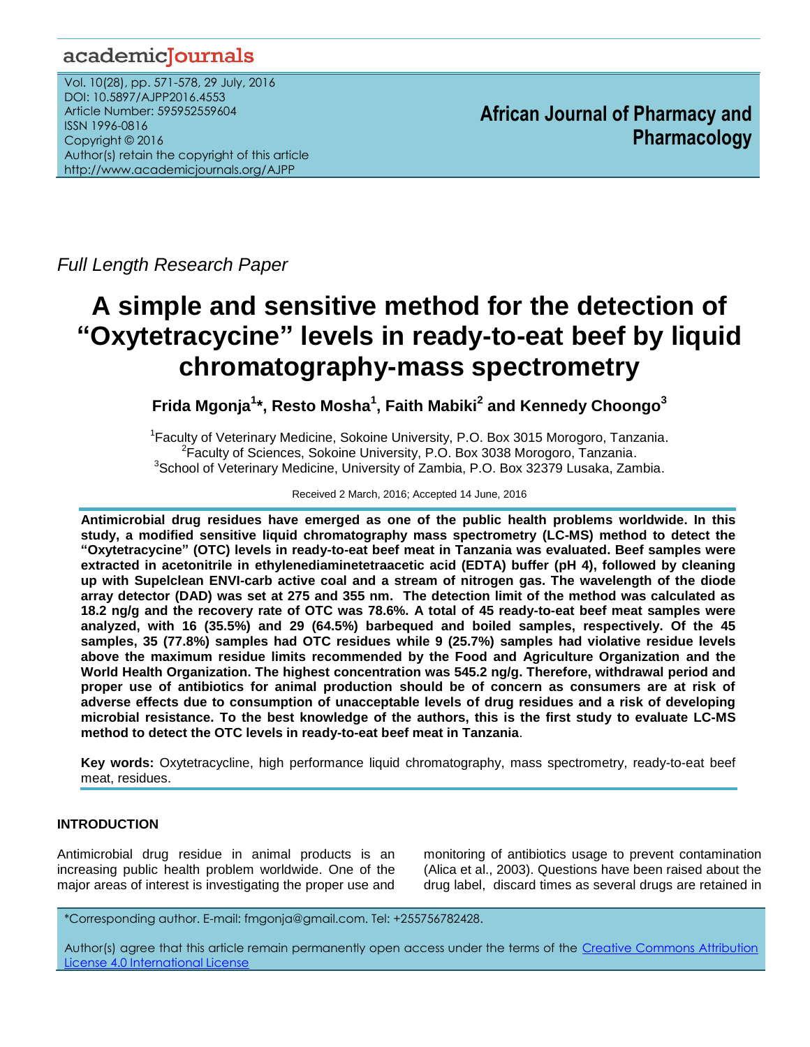*Full Length Research Paper*

# A simple and sensitive method for the detection of "Oxytetracycine" levels in ready-to-eat beef by liquid chromatography-mass spectrometry

**Frida Mgonja[1]\*, Resto Mosha[1], Faith Mabiki[2] and Kennedy Choongo[3]**

[1]Faculty of Veterinary Medicine, Sokoine University, P.O. Box 3015 Morogoro, Tanzania.
[2]Faculty of Sciences, Sokoine University, P.O. Box 3038 Morogoro, Tanzania.
[3]School of Veterinary Medicine, University of Zambia, P.O. Box 32379 Lusaka, Zambia.

Received 2 March, 2016; Accepted 14 June, 2016

**Antimicrobial drug residues have emerged as one of the public health problems worldwide. In this study, a modified sensitive liquid chromatography mass spectrometry (LC-MS) method to detect the "Oxytetracycine" (OTC) levels in ready-to-eat beef meat in Tanzania was evaluated. Beef samples were extracted in acetonitrile in ethylenediaminetetraacetic acid (EDTA) buffer (pH 4), followed by cleaning up with Supelclean ENVI-carb active coal and a stream of nitrogen gas. The wavelength of the diode array detector (DAD) was set at 275 and 355 nm. The detection limit of the method was calculated as 18.2 ng/g and the recovery rate of OTC was 78.6%. A total of 45 ready-to-eat beef meat samples were analyzed, with 16 (35.5%) and 29 (64.5%) barbequed and boiled samples, respectively. Of the 45 samples, 35 (77.8%) samples had OTC residues while 9 (25.7%) samples had violative residue levels above the maximum residue limits recommended by the Food and Agriculture Organization and the World Health Organization. The highest concentration was 545.2 ng/g. Therefore, withdrawal period and proper use of antibiotics for animal production should be of concern as consumers are at risk of adverse effects due to consumption of unacceptable levels of drug residues and a risk of developing microbial resistance. To the best knowledge of the authors, this is the first study to evaluate LC-MS method to detect the OTC levels in ready-to-eat beef meat in Tanzania**.

**Key words:** Oxytetracycline, high performance liquid chromatography, mass spectrometry, ready-to-eat beef meat, residues.

## INTRODUCTION

Antimicrobial drug residue in animal products is an increasing public health problem worldwide. One of the major areas of interest is investigating the proper use and monitoring of antibiotics usage to prevent contamination (Alica et al., 2003). Questions have been raised about the drug label, discard times as several drugs are retained in

\*Corresponding author. E-mail: fmgonja@gmail.com. Tel: +255756782428.

Author(s) agree that this article remain permanently open access under the terms of the Creative Commons Attribution License 4.0 International License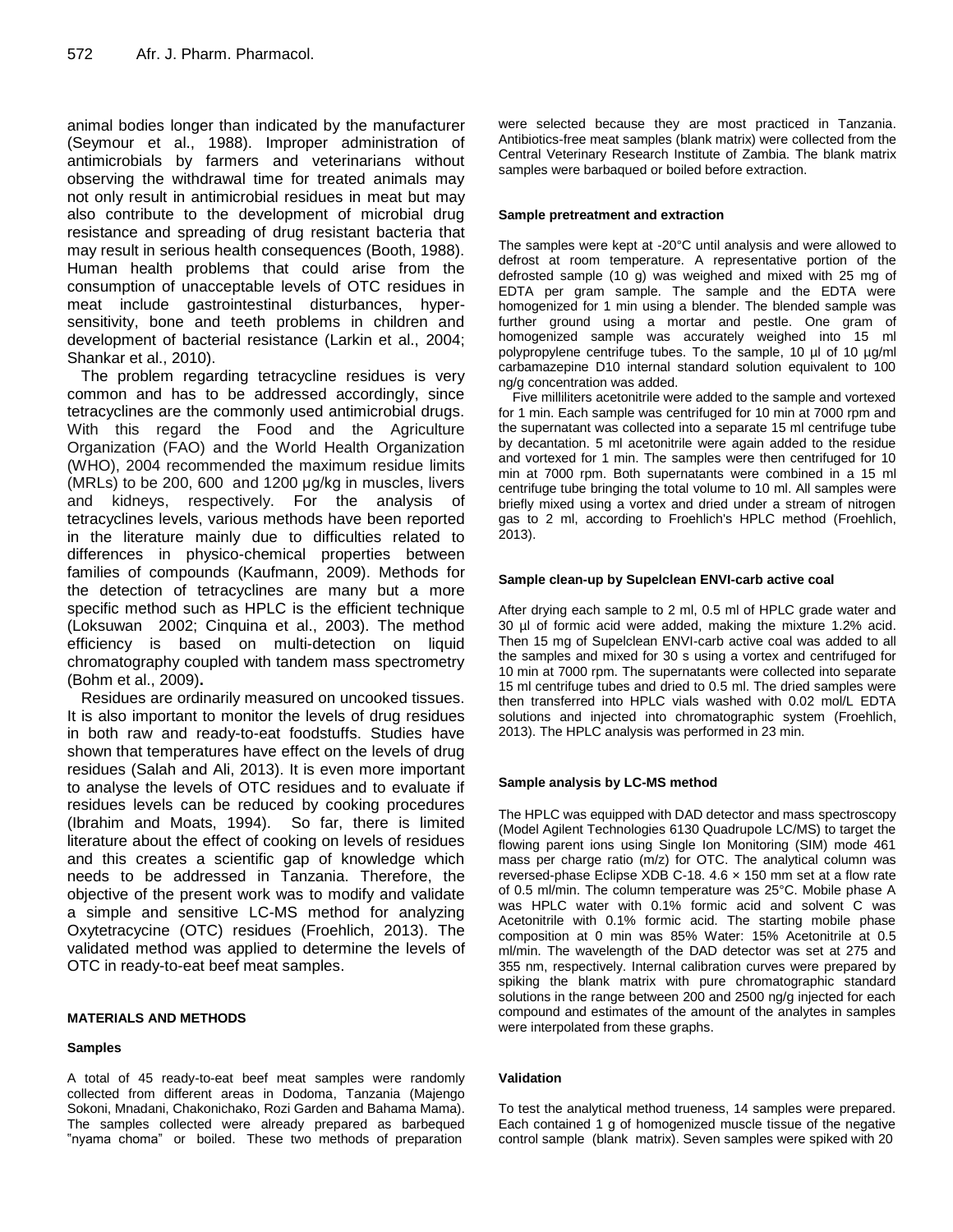animal bodies longer than indicated by the manufacturer (Seymour et al., 1988). Improper administration of antimicrobials by farmers and veterinarians without observing the withdrawal time for treated animals may not only result in antimicrobial residues in meat but may also contribute to the development of microbial drug resistance and spreading of drug resistant bacteria that may result in serious health consequences (Booth, 1988). Human health problems that could arise from the consumption of unacceptable levels of OTC residues in meat include gastrointestinal disturbances, hyper-sensitivity, bone and teeth problems in children and development of bacterial resistance (Larkin et al., 2004; Shankar et al., 2010).

The problem regarding tetracycline residues is very common and has to be addressed accordingly, since tetracyclines are the commonly used antimicrobial drugs. With this regard the Food and the Agriculture Organization (FAO) and the World Health Organization (WHO), 2004 recommended the maximum residue limits (MRLs) to be 200, 600 and 1200 µg/kg in muscles, livers and kidneys, respectively. For the analysis of tetracyclines levels, various methods have been reported in the literature mainly due to difficulties related to differences in physico-chemical properties between families of compounds (Kaufmann, 2009). Methods for the detection of tetracyclines are many but a more specific method such as HPLC is the efficient technique (Loksuwan 2002; Cinquina et al., 2003). The method efficiency is based on multi-detection on liquid chromatography coupled with tandem mass spectrometry (Bohm et al., 2009).

Residues are ordinarily measured on uncooked tissues. It is also important to monitor the levels of drug residues in both raw and ready-to-eat foodstuffs. Studies have shown that temperatures have effect on the levels of drug residues (Salah and Ali, 2013). It is even more important to analyse the levels of OTC residues and to evaluate if residues levels can be reduced by cooking procedures (Ibrahim and Moats, 1994). So far, there is limited literature about the effect of cooking on levels of residues and this creates a scientific gap of knowledge which needs to be addressed in Tanzania. Therefore, the objective of the present work was to modify and validate a simple and sensitive LC-MS method for analyzing Oxytetracycine (OTC) residues (Froehlich, 2013). The validated method was applied to determine the levels of OTC in ready-to-eat beef meat samples.

## MATERIALS AND METHODS

### Samples

A total of 45 ready-to-eat beef meat samples were randomly collected from different areas in Dodoma, Tanzania (Majengo Sokoni, Mnadani, Chakonichako, Rozi Garden and Bahama Mama). The samples collected were already prepared as barbequed "nyama choma" or boiled. These two methods of preparation were selected because they are most practiced in Tanzania. Antibiotics-free meat samples (blank matrix) were collected from the Central Veterinary Research Institute of Zambia. The blank matrix samples were barbaqued or boiled before extraction.

### Sample pretreatment and extraction

The samples were kept at -20°C until analysis and were allowed to defrost at room temperature. A representative portion of the defrosted sample (10 g) was weighed and mixed with 25 mg of EDTA per gram sample. The sample and the EDTA were homogenized for 1 min using a blender. The blended sample was further ground using a mortar and pestle. One gram of homogenized sample was accurately weighed into 15 ml polypropylene centrifuge tubes. To the sample, 10 µl of 10 µg/ml carbamazepine D10 internal standard solution equivalent to 100 ng/g concentration was added.

Five milliliters acetonitrile were added to the sample and vortexed for 1 min. Each sample was centrifuged for 10 min at 7000 rpm and the supernatant was collected into a separate 15 ml centrifuge tube by decantation. 5 ml acetonitrile were again added to the residue and vortexed for 1 min. The samples were then centrifuged for 10 min at 7000 rpm. Both supernatants were combined in a 15 ml centrifuge tube bringing the total volume to 10 ml. All samples were briefly mixed using a vortex and dried under a stream of nitrogen gas to 2 ml, according to Froehlich's HPLC method (Froehlich, 2013).

### Sample clean-up by Supelclean ENVI-carb active coal

After drying each sample to 2 ml, 0.5 ml of HPLC grade water and 30 µl of formic acid were added, making the mixture 1.2% acid. Then 15 mg of Supelclean ENVI-carb active coal was added to all the samples and mixed for 30 s using a vortex and centrifuged for 10 min at 7000 rpm. The supernatants were collected into separate 15 ml centrifuge tubes and dried to 0.5 ml. The dried samples were then transferred into HPLC vials washed with 0.02 mol/L EDTA solutions and injected into chromatographic system (Froehlich, 2013). The HPLC analysis was performed in 23 min.

### Sample analysis by LC-MS method

The HPLC was equipped with DAD detector and mass spectroscopy (Model Agilent Technologies 6130 Quadrupole LC/MS) to target the flowing parent ions using Single Ion Monitoring (SIM) mode 461 mass per charge ratio (m/z) for OTC. The analytical column was reversed-phase Eclipse XDB C-18. 4.6 × 150 mm set at a flow rate of 0.5 ml/min. The column temperature was 25°C. Mobile phase A was HPLC water with 0.1% formic acid and solvent C was Acetonitrile with 0.1% formic acid. The starting mobile phase composition at 0 min was 85% Water: 15% Acetonitrile at 0.5 ml/min. The wavelength of the DAD detector was set at 275 and 355 nm, respectively. Internal calibration curves were prepared by spiking the blank matrix with pure chromatographic standard solutions in the range between 200 and 2500 ng/g injected for each compound and estimates of the amount of the analytes in samples were interpolated from these graphs.

### Validation

To test the analytical method trueness, 14 samples were prepared. Each contained 1 g of homogenized muscle tissue of the negative control sample (blank matrix). Seven samples were spiked with 20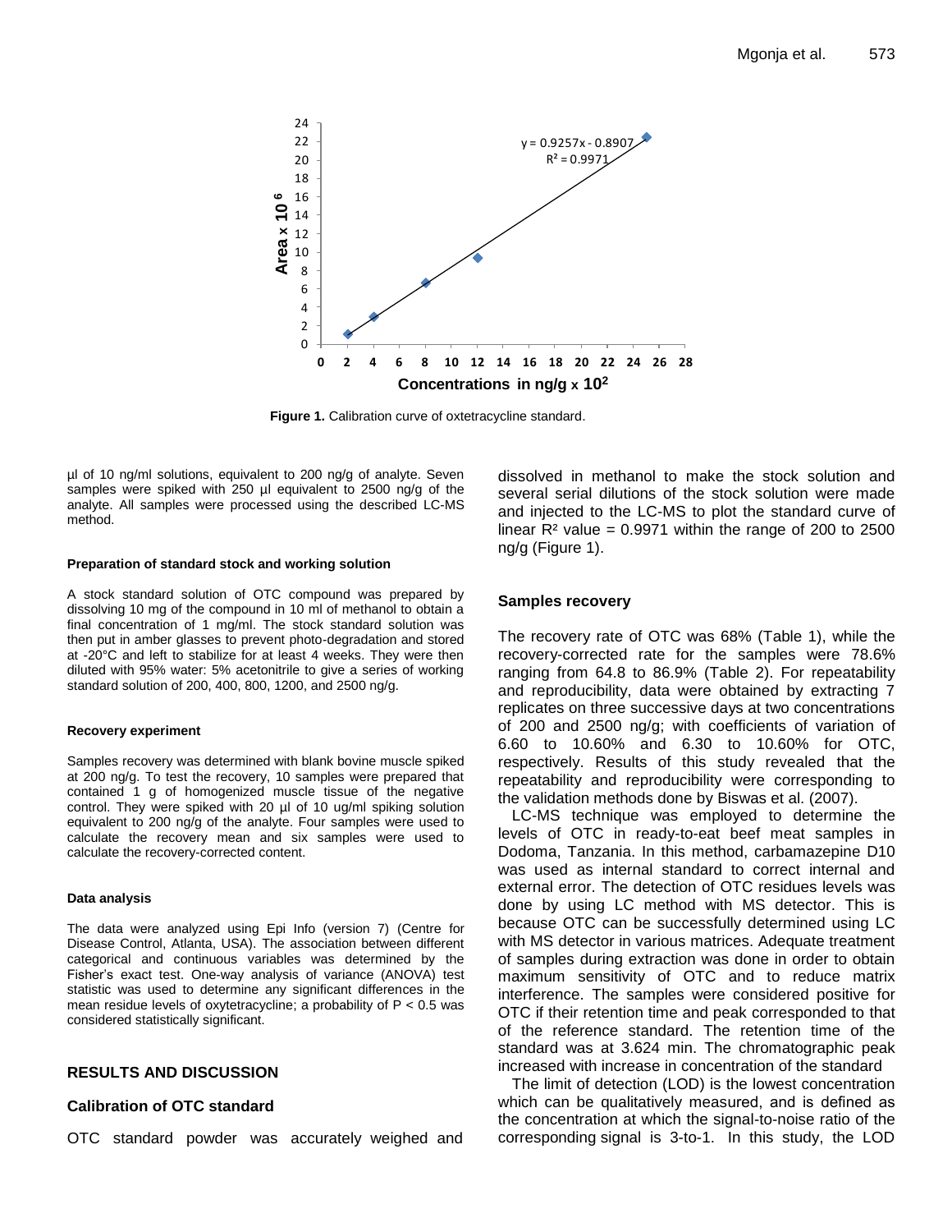**Figure 1.** Calibration curve of oxtetracycline standard.

µl of 10 ng/ml solutions, equivalent to 200 ng/g of analyte. Seven samples were spiked with 250 µl equivalent to 2500 ng/g of the analyte. All samples were processed using the described LC-MS method.

#### Preparation of standard stock and working solution

A stock standard solution of OTC compound was prepared by dissolving 10 mg of the compound in 10 ml of methanol to obtain a final concentration of 1 mg/ml. The stock standard solution was then put in amber glasses to prevent photo-degradation and stored at -20°C and left to stabilize for at least 4 weeks. They were then diluted with 95% water: 5% acetonitrile to give a series of working standard solution of 200, 400, 800, 1200, and 2500 ng/g.

#### Recovery experiment

Samples recovery was determined with blank bovine muscle spiked at 200 ng/g. To test the recovery, 10 samples were prepared that contained 1 g of homogenized muscle tissue of the negative control. They were spiked with 20 µl of 10 ug/ml spiking solution equivalent to 200 ng/g of the analyte. Four samples were used to calculate the recovery mean and six samples were used to calculate the recovery-corrected content.

#### Data analysis

The data were analyzed using Epi Info (version 7) (Centre for Disease Control, Atlanta, USA). The association between different categorical and continuous variables was determined by the Fisher's exact test. One-way analysis of variance (ANOVA) test statistic was used to determine any significant differences in the mean residue levels of oxytetracycline; a probability of $P < 0.5$ was considered statistically significant.

## RESULTS AND DISCUSSION

### Calibration of OTC standard

OTC standard powder was accurately weighed and dissolved in methanol to make the stock solution and several serial dilutions of the stock solution were made and injected to the LC-MS to plot the standard curve of linear $R^2$ value = 0.9971 within the range of 200 to 2500 ng/g (Figure 1).

### Samples recovery

The recovery rate of OTC was 68% (Table 1), while the recovery-corrected rate for the samples were 78.6% ranging from 64.8 to 86.9% (Table 2). For repeatability and reproducibility, data were obtained by extracting 7 replicates on three successive days at two concentrations of 200 and 2500 ng/g; with coefficients of variation of 6.60 to 10.60% and 6.30 to 10.60% for OTC, respectively. Results of this study revealed that the repeatability and reproducibility were corresponding to the validation methods done by Biswas et al. (2007).

LC-MS technique was employed to determine the levels of OTC in ready-to-eat beef meat samples in Dodoma, Tanzania. In this method, carbamazepine D10 was used as internal standard to correct internal and external error. The detection of OTC residues levels was done by using LC method with MS detector. This is because OTC can be successfully determined using LC with MS detector in various matrices. Adequate treatment of samples during extraction was done in order to obtain maximum sensitivity of OTC and to reduce matrix interference. The samples were considered positive for OTC if their retention time and peak corresponded to that of the reference standard. The retention time of the standard was at 3.624 min. The chromatographic peak increased with increase in concentration of the standard

The limit of detection (LOD) is the lowest concentration which can be qualitatively measured, and is defined as the concentration at which the signal-to-noise ratio of the corresponding signal is 3-to-1. In this study, the LOD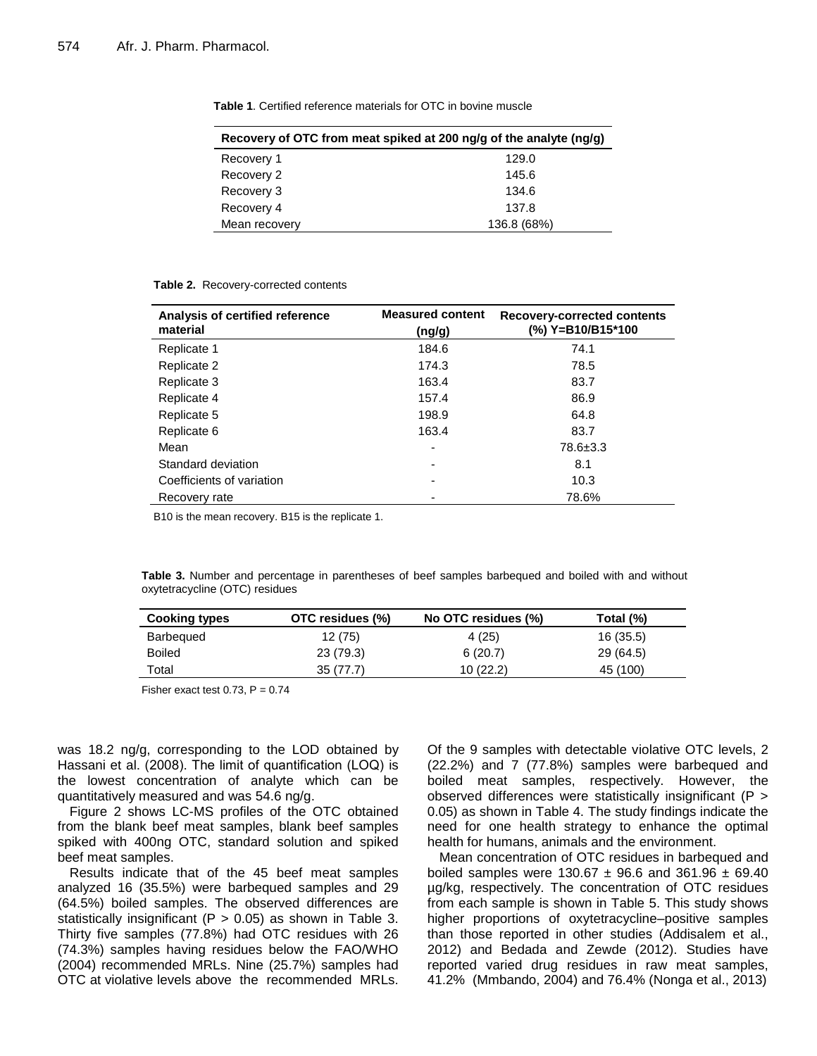**Table 1**. Certified reference materials for OTC in bovine muscle

| Recovery of OTC from meat spiked at 200 ng/g of the analyte (ng/g) | |
|---|---|
| Recovery 1 | 129.0 |
| Recovery 2 | 145.6 |
| Recovery 3 | 134.6 |
| Recovery 4 | 137.8 |
| Mean recovery | 136.8 (68%) |

**Table 2.** Recovery-corrected contents

| Analysis of certified reference material | Measured content (ng/g) | Recovery-corrected contents (%) Y=B10/B15*100 |
|---|---|---|
| Replicate 1 | 184.6 | 74.1 |
| Replicate 2 | 174.3 | 78.5 |
| Replicate 3 | 163.4 | 83.7 |
| Replicate 4 | 157.4 | 86.9 |
| Replicate 5 | 198.9 | 64.8 |
| Replicate 6 | 163.4 | 83.7 |
| Mean | - | 78.6±3.3 |
| Standard deviation | - | 8.1 |
| Coefficients of variation | - | 10.3 |
| Recovery rate | - | 78.6% |

B10 is the mean recovery. B15 is the replicate 1.

**Table 3.** Number and percentage in parentheses of beef samples barbequed and boiled with and without oxytetracycline (OTC) residues

| Cooking types | OTC residues (%) | No OTC residues (%) | Total (%) |
|---|---|---|---|
| Barbequed | 12 (75) | 4 (25) | 16 (35.5) |
| Boiled | 23 (79.3) | 6 (20.7) | 29 (64.5) |
| Total | 35 (77.7) | 10 (22.2) | 45 (100) |

Fisher exact test 0.73, P = 0.74

was 18.2 ng/g, corresponding to the LOD obtained by Hassani et al. (2008). The limit of quantification (LOQ) is the lowest concentration of analyte which can be quantitatively measured and was 54.6 ng/g.

Figure 2 shows LC-MS profiles of the OTC obtained from the blank beef meat samples, blank beef samples spiked with 400ng OTC, standard solution and spiked beef meat samples.

Results indicate that of the 45 beef meat samples analyzed 16 (35.5%) were barbequed samples and 29 (64.5%) boiled samples. The observed differences are statistically insignificant ($P > 0.05$) as shown in Table 3. Thirty five samples (77.8%) had OTC residues with 26 (74.3%) samples having residues below the FAO/WHO (2004) recommended MRLs. Nine (25.7%) samples had OTC at violative levels above the recommended MRLs. Of the 9 samples with detectable violative OTC levels, 2 (22.2%) and 7 (77.8%) samples were barbequed and boiled meat samples, respectively. However, the observed differences were statistically insignificant ($P > 0.05$) as shown in Table 4. The study findings indicate the need for one health strategy to enhance the optimal health for humans, animals and the environment.

Mean concentration of OTC residues in barbequed and boiled samples were 130.67 ± 96.6 and 361.96 ± 69.40 µg/kg, respectively. The concentration of OTC residues from each sample is shown in Table 5. This study shows higher proportions of oxytetracycline–positive samples than those reported in other studies (Addisalem et al., 2012) and Bedada and Zewde (2012). Studies have reported varied drug residues in raw meat samples, 41.2% (Mmbando, 2004) and 76.4% (Nonga et al., 2013)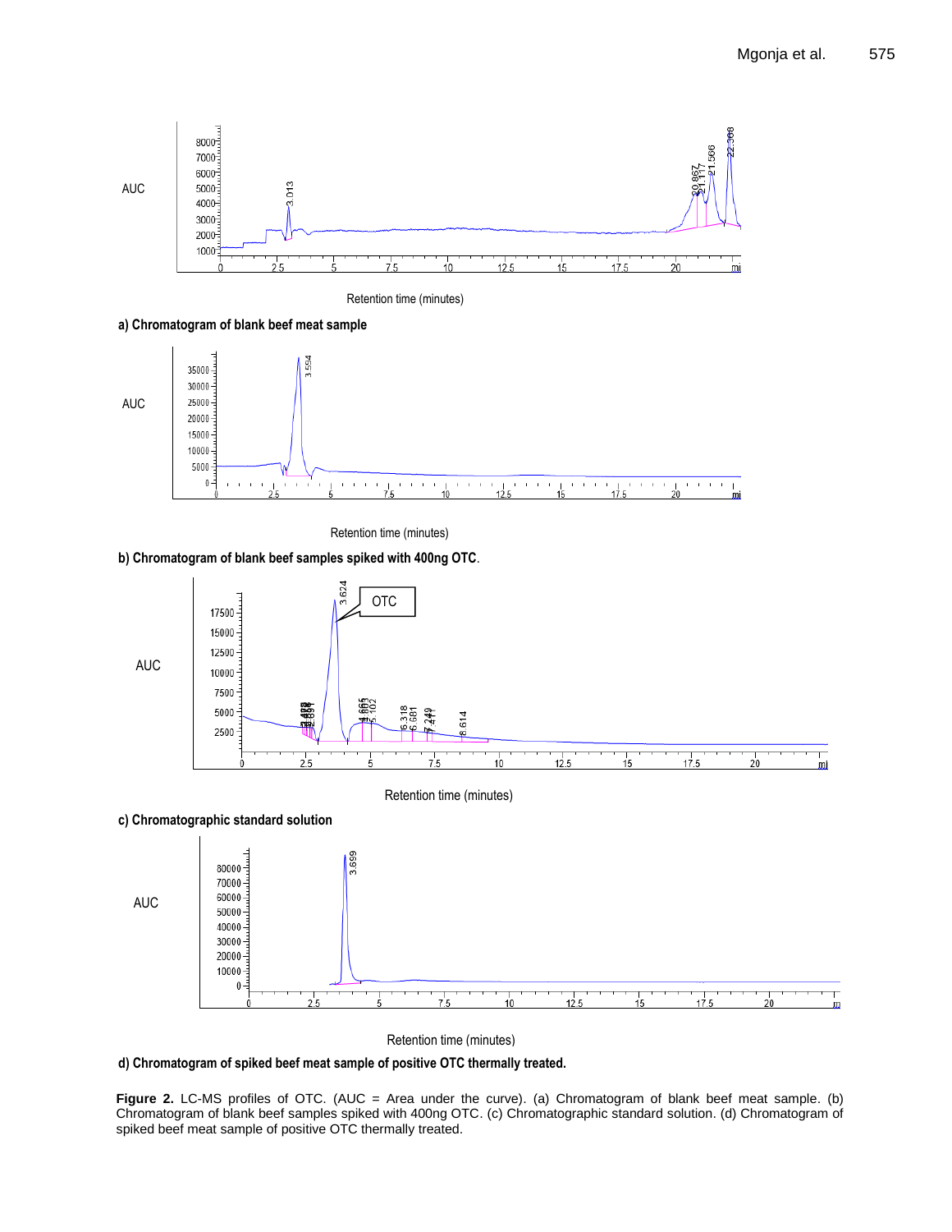AUC

Retention time (minutes)

**a) Chromatogram of blank beef meat sample**

AUC

Retention time (minutes)

**b) Chromatogram of blank beef samples spiked with 400ng OTC**.

AUC

Retention time (minutes)

**c) Chromatographic standard solution**

AUC

Retention time (minutes)

**d) Chromatogram of spiked beef meat sample of positive OTC thermally treated.**

**Figure 2.** LC-MS profiles of OTC. (AUC = Area under the curve). (a) Chromatogram of blank beef meat sample. (b) Chromatogram of blank beef samples spiked with 400ng OTC. (c) Chromatographic standard solution. (d) Chromatogram of spiked beef meat sample of positive OTC thermally treated.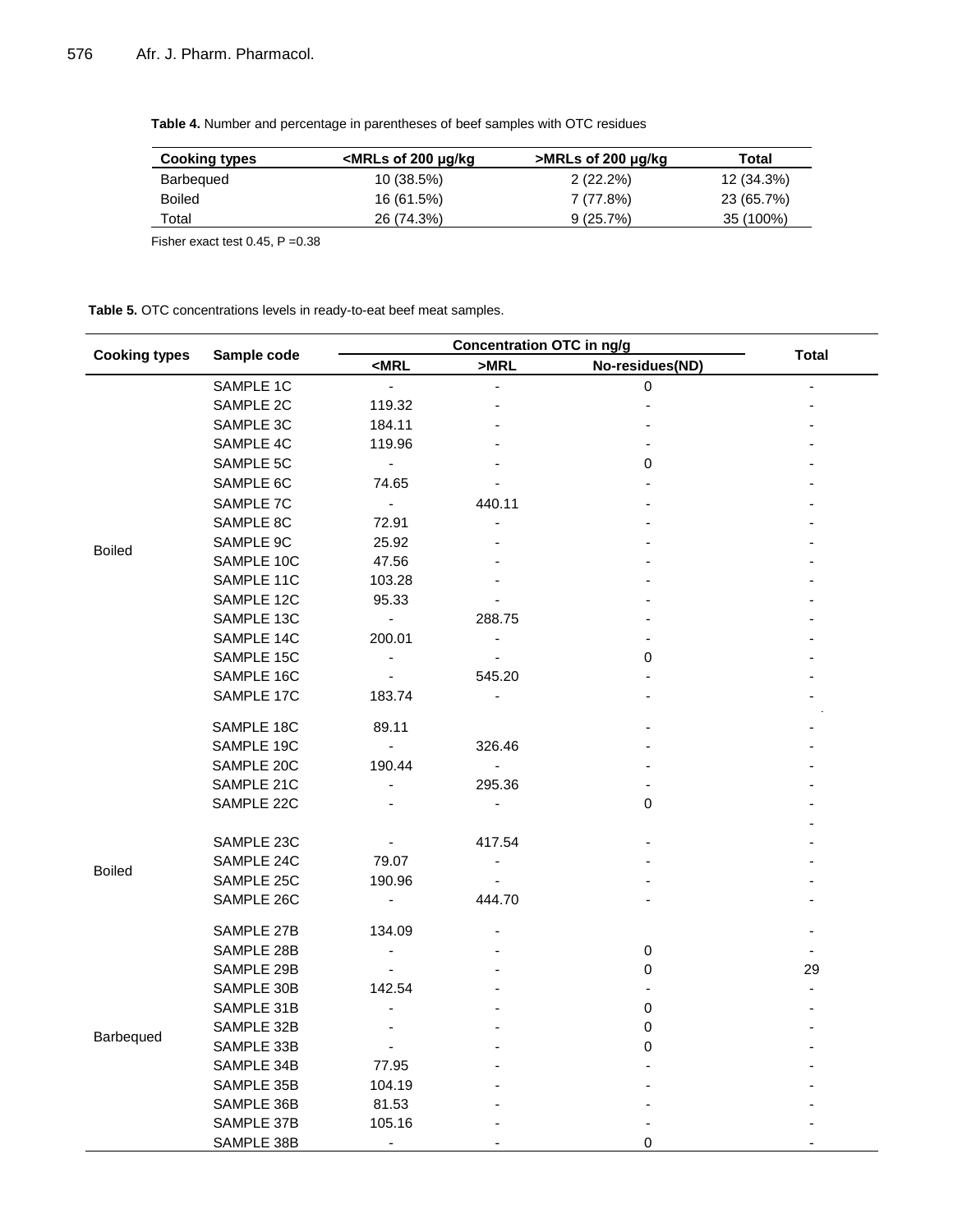**Table 4.** Number and percentage in parentheses of beef samples with OTC residues

| Cooking types | <MRLs of 200 µg/kg | >MRLs of 200 µg/kg | Total |
|---|---|---|---|
| Barbequed | 10 (38.5%) | 2 (22.2%) | 12 (34.3%) |
| Boiled | 16 (61.5%) | 7 (77.8%) | 23 (65.7%) |
| Total | 26 (74.3%) | 9 (25.7%) | 35 (100%) |

Fisher exact test 0.45, P =0.38

**Table 5.** OTC concentrations levels in ready-to-eat beef meat samples.

| Cooking types | Sample code | Concentration OTC in ng/g | | | Total |
|---|---|---|---|---|---|
| | | <MRL | >MRL | No-residues(ND) | |
| Boiled | SAMPLE 1C | - | - | 0 | - |
| | SAMPLE 2C | 119.32 | - | - | - |
| | SAMPLE 3C | 184.11 | - | - | - |
| | SAMPLE 4C | 119.96 | - | - | - |
| | SAMPLE 5C | - | - | 0 | - |
| | SAMPLE 6C | 74.65 | - | - | - |
| | SAMPLE 7C | - | 440.11 | - | - |
| | SAMPLE 8C | 72.91 | - | - | - |
| | SAMPLE 9C | 25.92 | - | - | - |
| | SAMPLE 10C | 47.56 | - | - | - |
| | SAMPLE 11C | 103.28 | - | - | - |
| | SAMPLE 12C | 95.33 | - | - | - |
| | SAMPLE 13C | - | 288.75 | - | - |
| | SAMPLE 14C | 200.01 | - | - | - |
| | SAMPLE 15C | - | - | 0 | - |
| | SAMPLE 16C | - | 545.20 | - | - |
| | SAMPLE 17C | 183.74 | - | - | - |
| Boiled | SAMPLE 18C | 89.11 | | - | - |
| | SAMPLE 19C | - | 326.46 | - | - |
| | SAMPLE 20C | 190.44 | - | - | - |
| | SAMPLE 21C | - | 295.36 | - | - |
| | SAMPLE 22C | - | - | 0 | - |
| | | | | | - |
| | SAMPLE 23C | - | 417.54 | - | - |
| | SAMPLE 24C | 79.07 | - | - | - |
| | SAMPLE 25C | 190.96 | - | - | - |
| | SAMPLE 26C | - | 444.70 | - | - |
| Barbequed | SAMPLE 27B | 134.09 | - | | - |
| | SAMPLE 28B | - | - | 0 | - |
| | SAMPLE 29B | - | - | 0 | 29 |
| | SAMPLE 30B | 142.54 | - | - | - |
| | SAMPLE 31B | - | - | 0 | - |
| | SAMPLE 32B | - | - | 0 | - |
| | SAMPLE 33B | - | - | 0 | - |
| | SAMPLE 34B | 77.95 | - | - | - |
| | SAMPLE 35B | 104.19 | - | - | - |
| | SAMPLE 36B | 81.53 | - | - | - |
| | SAMPLE 37B | 105.16 | - | - | - |
| | SAMPLE 38B | - | - | 0 | - |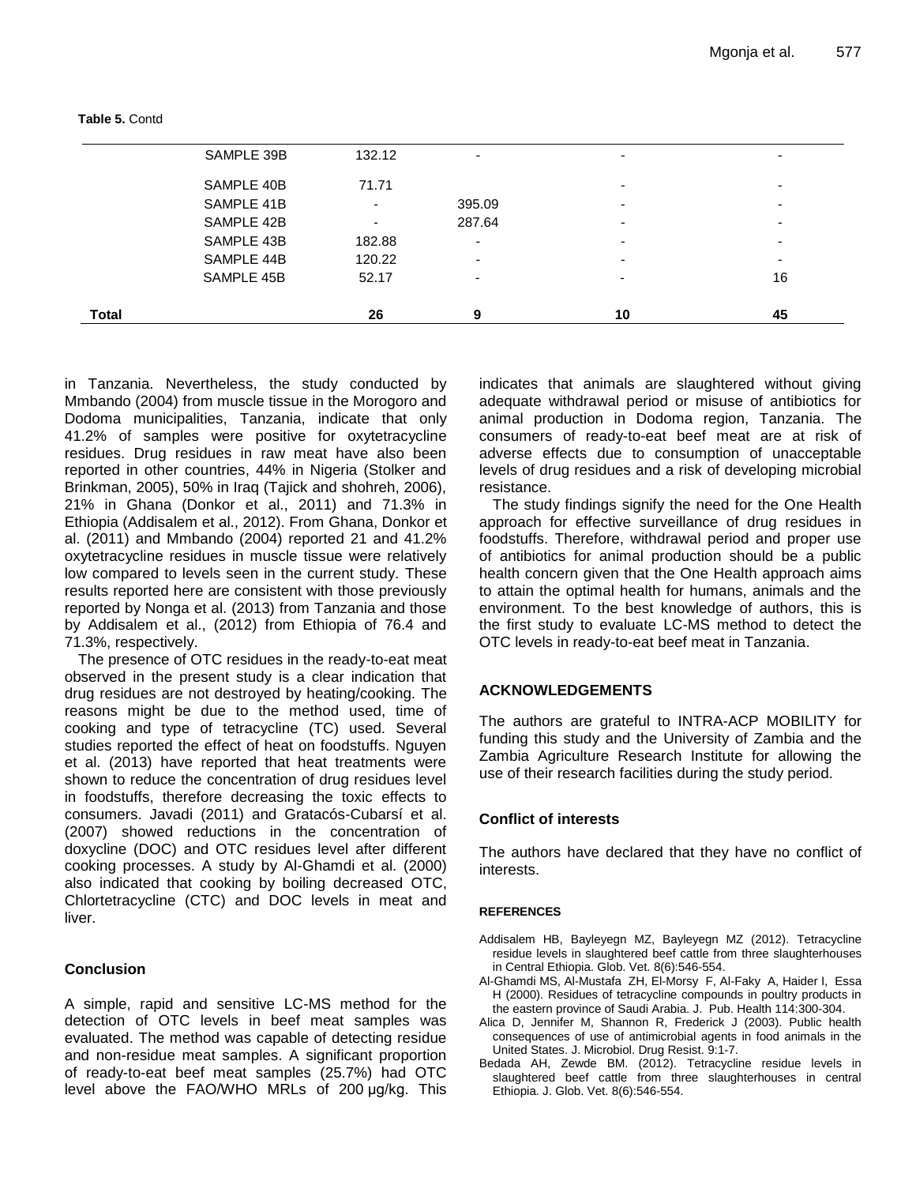**Table 5.** Contd

| | | | | | |
|---|---|---|---|---|---|
| | SAMPLE 39B | 132.12 | - | - | - |
| | SAMPLE 40B | 71.71 | | - | - |
| | SAMPLE 41B | - | 395.09 | - | - |
| | SAMPLE 42B | - | 287.64 | - | - |
| | SAMPLE 43B | 182.88 | - | - | - |
| | SAMPLE 44B | 120.22 | - | - | - |
| | SAMPLE 45B | 52.17 | - | - | 16 |
| **Total** | | **26** | **9** | **10** | **45** |

in Tanzania. Nevertheless, the study conducted by Mmbando (2004) from muscle tissue in the Morogoro and Dodoma municipalities, Tanzania, indicate that only 41.2% of samples were positive for oxytetracycline residues. Drug residues in raw meat have also been reported in other countries, 44% in Nigeria (Stolker and Brinkman, 2005), 50% in Iraq (Tajick and shohreh, 2006), 21% in Ghana (Donkor et al., 2011) and 71.3% in Ethiopia (Addisalem et al., 2012). From Ghana, Donkor et al. (2011) and Mmbando (2004) reported 21 and 41.2% oxytetracycline residues in muscle tissue were relatively low compared to levels seen in the current study. These results reported here are consistent with those previously reported by Nonga et al. (2013) from Tanzania and those by Addisalem et al., (2012) from Ethiopia of 76.4 and 71.3%, respectively.

The presence of OTC residues in the ready-to-eat meat observed in the present study is a clear indication that drug residues are not destroyed by heating/cooking. The reasons might be due to the method used, time of cooking and type of tetracycline (TC) used. Several studies reported the effect of heat on foodstuffs. Nguyen et al. (2013) have reported that heat treatments were shown to reduce the concentration of drug residues level in foodstuffs, therefore decreasing the toxic effects to consumers. Javadi (2011) and Gratacós-Cubarsí et al. (2007) showed reductions in the concentration of doxycline (DOC) and OTC residues level after different cooking processes. A study by Al-Ghamdi et al. (2000) also indicated that cooking by boiling decreased OTC, Chlortetracycline (CTC) and DOC levels in meat and liver.

## Conclusion

A simple, rapid and sensitive LC-MS method for the detection of OTC levels in beef meat samples was evaluated. The method was capable of detecting residue and non-residue meat samples. A significant proportion of ready-to-eat beef meat samples (25.7%) had OTC level above the FAO/WHO MRLs of 200 µg/kg. This indicates that animals are slaughtered without giving adequate withdrawal period or misuse of antibiotics for animal production in Dodoma region, Tanzania. The consumers of ready-to-eat beef meat are at risk of adverse effects due to consumption of unacceptable levels of drug residues and a risk of developing microbial resistance.

The study findings signify the need for the One Health approach for effective surveillance of drug residues in foodstuffs. Therefore, withdrawal period and proper use of antibiotics for animal production should be a public health concern given that the One Health approach aims to attain the optimal health for humans, animals and the environment. To the best knowledge of authors, this is the first study to evaluate LC-MS method to detect the OTC levels in ready-to-eat beef meat in Tanzania.

## ACKNOWLEDGEMENTS

The authors are grateful to INTRA-ACP MOBILITY for funding this study and the University of Zambia and the Zambia Agriculture Research Institute for allowing the use of their research facilities during the study period.

## Conflict of interests

The authors have declared that they have no conflict of interests.

## REFERENCES

Addisalem HB, Bayleyegn MZ, Bayleyegn MZ (2012). Tetracycline residue levels in slaughtered beef cattle from three slaughterhouses in Central Ethiopia. Glob. Vet. 8(6):546-554.

Al-Ghamdi MS, Al-Mustafa ZH, El-Morsy F, Al-Faky A, Haider I, Essa H (2000). Residues of tetracycline compounds in poultry products in the eastern province of Saudi Arabia. J. Pub. Health 114:300-304.

Alica D, Jennifer M, Shannon R, Frederick J (2003). Public health consequences of use of antimicrobial agents in food animals in the United States. J. Microbiol. Drug Resist. 9:1-7.

Bedada AH, Zewde BM. (2012). Tetracycline residue levels in slaughtered beef cattle from three slaughterhouses in central Ethiopia. J. Glob. Vet. 8(6):546-554.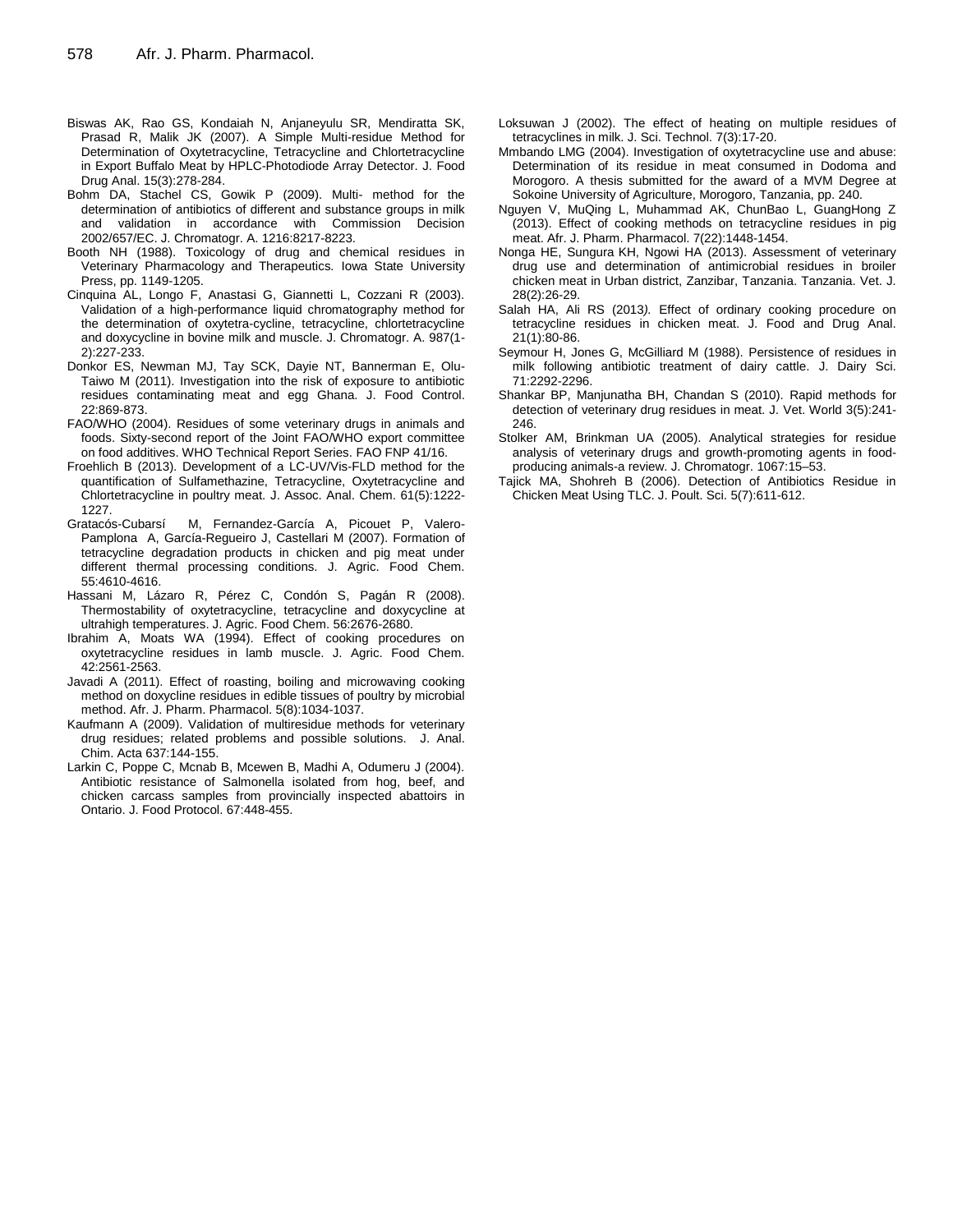Biswas AK, Rao GS, Kondaiah N, Anjaneyulu SR, Mendiratta SK, Prasad R, Malik JK (2007). A Simple Multi-residue Method for Determination of Oxytetracycline, Tetracycline and Chlortetracycline in Export Buffalo Meat by HPLC-Photodiode Array Detector. J. Food Drug Anal. 15(3):278-284.

Bohm DA, Stachel CS, Gowik P (2009). Multi- method for the determination of antibiotics of different and substance groups in milk and validation in accordance with Commission Decision 2002/657/EC. J. Chromatogr. A. 1216:8217-8223.

Booth NH (1988). Toxicology of drug and chemical residues in Veterinary Pharmacology and Therapeutics. Iowa State University Press, pp. 1149-1205.

Cinquina AL, Longo F, Anastasi G, Giannetti L, Cozzani R (2003). Validation of a high-performance liquid chromatography method for the determination of oxytetra-cycline, tetracycline, chlortetracycline and doxycycline in bovine milk and muscle. J. Chromatogr. A. 987(1-2):227-233.

Donkor ES, Newman MJ, Tay SCK, Dayie NT, Bannerman E, Olu-Taiwo M (2011). Investigation into the risk of exposure to antibiotic residues contaminating meat and egg Ghana. J. Food Control. 22:869-873.

FAO/WHO (2004). Residues of some veterinary drugs in animals and foods. Sixty-second report of the Joint FAO/WHO export committee on food additives. WHO Technical Report Series. FAO FNP 41/16.

Froehlich B (2013). Development of a LC-UV/Vis-FLD method for the quantification of Sulfamethazine, Tetracycline, Oxytetracycline and Chlortetracycline in poultry meat. J. Assoc. Anal. Chem. 61(5):1222-1227.

Gratacós-Cubarsí M, Fernandez-García A, Picouet P, Valero-Pamplona A, García-Regueiro J, Castellari M (2007). Formation of tetracycline degradation products in chicken and pig meat under different thermal processing conditions. J. Agric. Food Chem. 55:4610-4616.

Hassani M, Lázaro R, Pérez C, Condón S, Pagán R (2008). Thermostability of oxytetracycline, tetracycline and doxycycline at ultrahigh temperatures. J. Agric. Food Chem. 56:2676-2680.

Ibrahim A, Moats WA (1994). Effect of cooking procedures on oxytetracycline residues in lamb muscle. J. Agric. Food Chem. 42:2561-2563.

Javadi A (2011). Effect of roasting, boiling and microwaving cooking method on doxycline residues in edible tissues of poultry by microbial method. Afr. J. Pharm. Pharmacol. 5(8):1034-1037.

Kaufmann A (2009). Validation of multiresidue methods for veterinary drug residues; related problems and possible solutions. J. Anal. Chim. Acta 637:144-155.

Larkin C, Poppe C, Mcnab B, Mcewen B, Madhi A, Odumeru J (2004). Antibiotic resistance of Salmonella isolated from hog, beef, and chicken carcass samples from provincially inspected abattoirs in Ontario. J. Food Protocol. 67:448-455.

Loksuwan J (2002). The effect of heating on multiple residues of tetracyclines in milk. J. Sci. Technol. 7(3):17-20.

Mmbando LMG (2004). Investigation of oxytetracycline use and abuse: Determination of its residue in meat consumed in Dodoma and Morogoro. A thesis submitted for the award of a MVM Degree at Sokoine University of Agriculture, Morogoro, Tanzania, pp. 240.

Nguyen V, MuQing L, Muhammad AK, ChunBao L, GuangHong Z (2013). Effect of cooking methods on tetracycline residues in pig meat. Afr. J. Pharm. Pharmacol. 7(22):1448-1454.

Nonga HE, Sungura KH, Ngowi HA (2013). Assessment of veterinary drug use and determination of antimicrobial residues in broiler chicken meat in Urban district, Zanzibar, Tanzania. Tanzania. Vet. J. 28(2):26-29.

Salah HA, Ali RS (2013*).* Effect of ordinary cooking procedure on tetracycline residues in chicken meat. J. Food and Drug Anal. 21(1):80-86.

Seymour H, Jones G, McGilliard M (1988). Persistence of residues in milk following antibiotic treatment of dairy cattle. J. Dairy Sci. 71:2292-2296.

Shankar BP, Manjunatha BH, Chandan S (2010). Rapid methods for detection of veterinary drug residues in meat. J. Vet. World 3(5):241-246.

Stolker AM, Brinkman UA (2005). Analytical strategies for residue analysis of veterinary drugs and growth-promoting agents in food-producing animals-a review. J. Chromatogr. 1067:15–53.

Tajick MA, Shohreh B (2006). Detection of Antibiotics Residue in Chicken Meat Using TLC. J. Poult. Sci. 5(7):611-612.